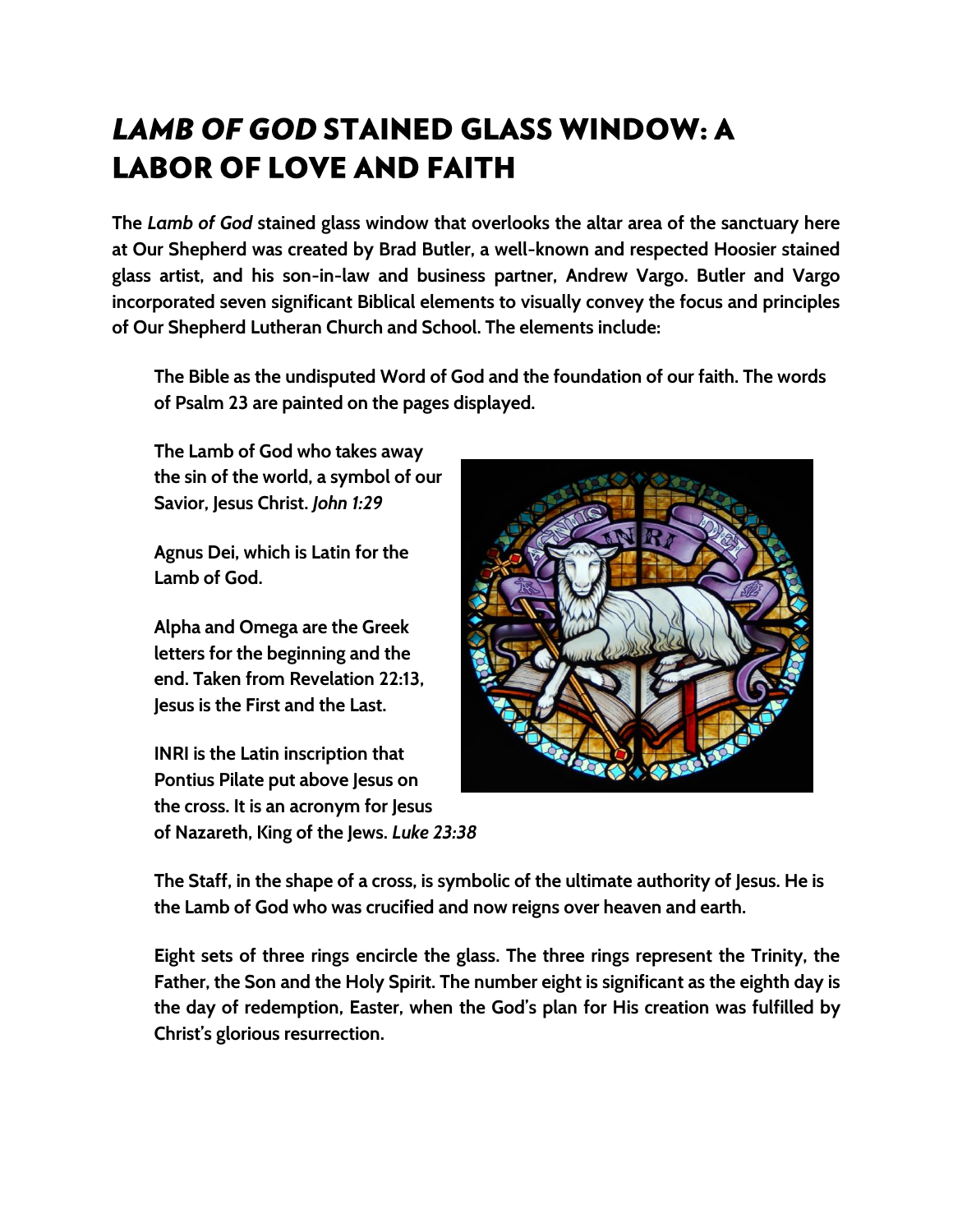# *LAMB OF GOD* STAINED GLASS WINDOW: A LABOR OF LOVE AND FAITH

**The *Lamb of God* stained glass window that overlooks the altar area of the sanctuary here at Our Shepherd was created by Brad Butler, a well-known and respected Hoosier stained glass artist, and his son-in-law and business partner, Andrew Vargo. Butler and Vargo incorporated seven significant Biblical elements to visually convey the focus and principles of Our Shepherd Lutheran Church and School. The elements include:**

**The Bible as the undisputed Word of God and the foundation of our faith. The words of Psalm 23 are painted on the pages displayed.**

**The Lamb of God who takes away the sin of the world, a symbol of our Savior, Jesus Christ. *John 1:29***

**Agnus Dei, which is Latin for the Lamb of God.**

**Alpha and Omega are the Greek letters for the beginning and the end. Taken from Revelation 22:13, Jesus is the First and the Last.**

**INRI is the Latin inscription that Pontius Pilate put above Jesus on the cross. It is an acronym for Jesus of Nazareth, King of the Jews. *Luke 23:38***

**The Staff, in the shape of a cross, is symbolic of the ultimate authority of Jesus. He is the Lamb of God who was crucified and now reigns over heaven and earth.**

**Eight sets of three rings encircle the glass. The three rings represent the Trinity, the Father, the Son and the Holy Spirit. The number eight is significant as the eighth day is the day of redemption, Easter, when the God's plan for His creation was fulfilled by Christ's glorious resurrection.**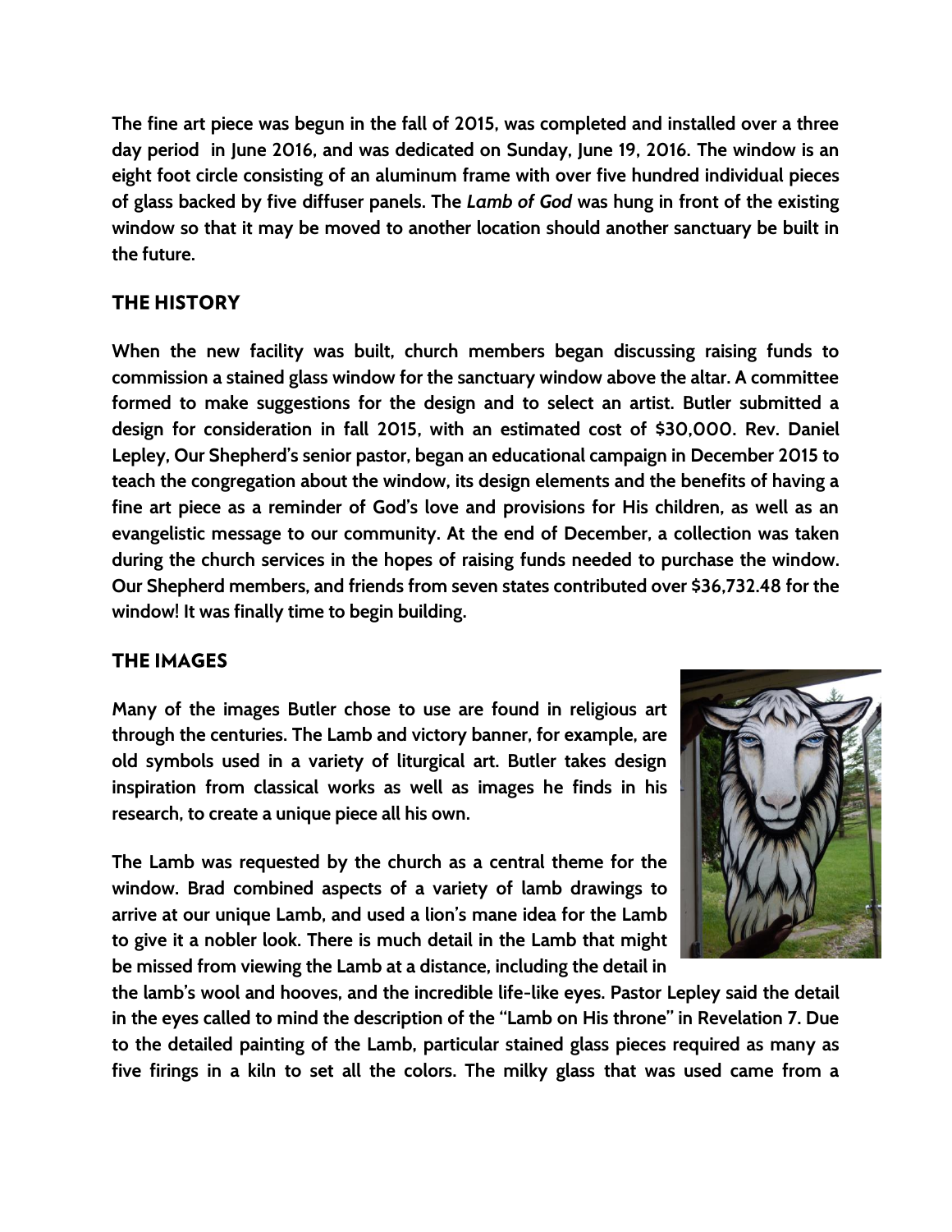The fine art piece was begun in the fall of 2015, was completed and installed over a three day period in June 2016, and was dedicated on Sunday, June 19, 2016. The window is an eight foot circle consisting of an aluminum frame with over five hundred individual pieces of glass backed by five diffuser panels. The *Lamb of God* was hung in front of the existing window so that it may be moved to another location should another sanctuary be built in the future.

## THE HISTORY

When the new facility was built, church members began discussing raising funds to commission a stained glass window for the sanctuary window above the altar. A committee formed to make suggestions for the design and to select an artist. Butler submitted a design for consideration in fall 2015, with an estimated cost of $30,000. Rev. Daniel Lepley, Our Shepherd's senior pastor, began an educational campaign in December 2015 to teach the congregation about the window, its design elements and the benefits of having a fine art piece as a reminder of God's love and provisions for His children, as well as an evangelistic message to our community. At the end of December, a collection was taken during the church services in the hopes of raising funds needed to purchase the window. Our Shepherd members, and friends from seven states contributed over $36,732.48 for the window! It was finally time to begin building.

## THE IMAGES

Many of the images Butler chose to use are found in religious art through the centuries. The Lamb and victory banner, for example, are old symbols used in a variety of liturgical art. Butler takes design inspiration from classical works as well as images he finds in his research, to create a unique piece all his own.

The Lamb was requested by the church as a central theme for the window. Brad combined aspects of a variety of lamb drawings to arrive at our unique Lamb, and used a lion's mane idea for the Lamb to give it a nobler look. There is much detail in the Lamb that might be missed from viewing the Lamb at a distance, including the detail in the lamb's wool and hooves, and the incredible life-like eyes. Pastor Lepley said the detail in the eyes called to mind the description of the "Lamb on His throne" in Revelation 7. Due to the detailed painting of the Lamb, particular stained glass pieces required as many as five firings in a kiln to set all the colors. The milky glass that was used came from a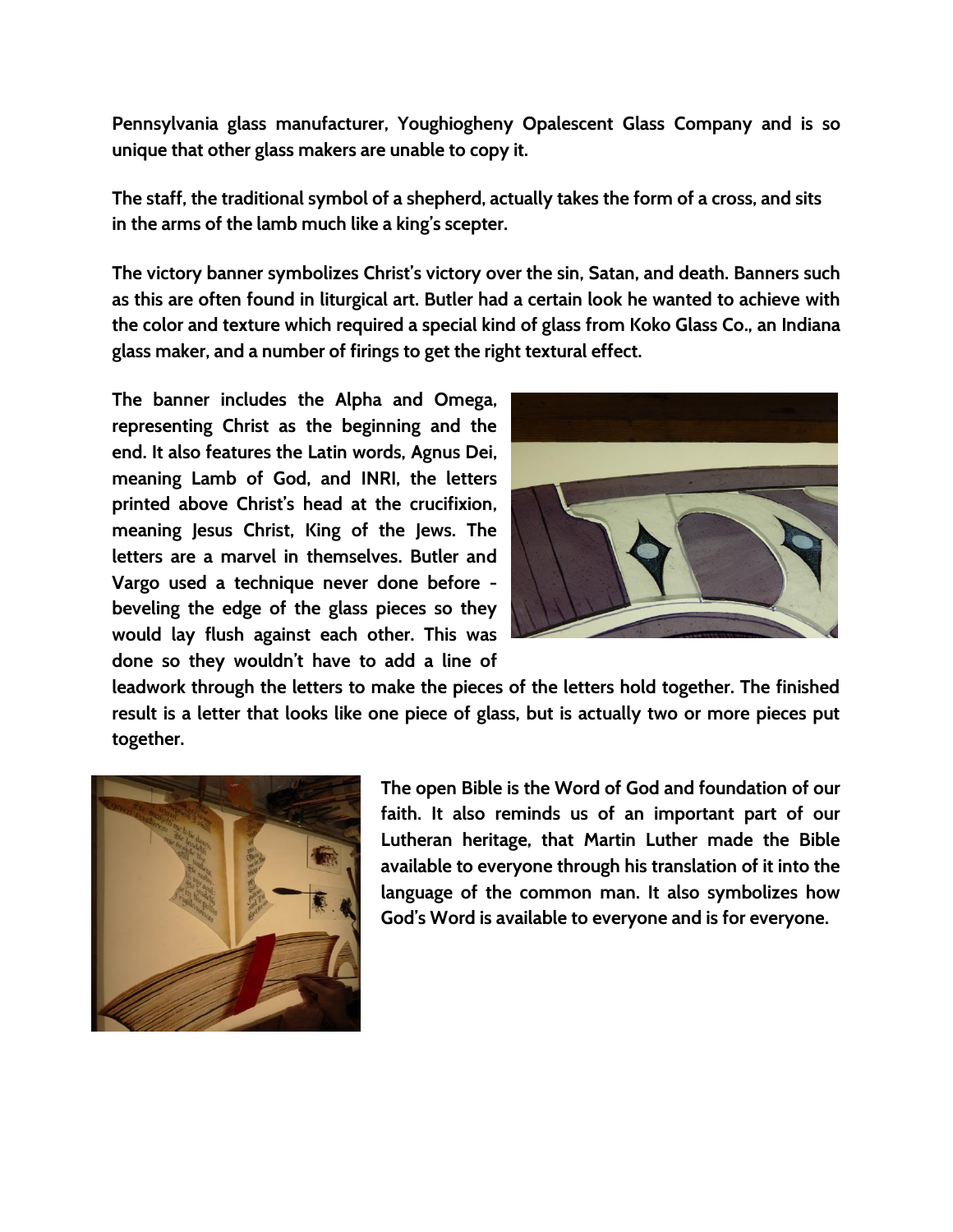**Pennsylvania glass manufacturer, Youghiogheny Opalescent Glass Company and is so unique that other glass makers are unable to copy it.**

**The staff, the traditional symbol of a shepherd, actually takes the form of a cross, and sits in the arms of the lamb much like a king's scepter.**

**The victory banner symbolizes Christ's victory over the sin, Satan, and death. Banners such as this are often found in liturgical art. Butler had a certain look he wanted to achieve with the color and texture which required a special kind of glass from Koko Glass Co., an Indiana glass maker, and a number of firings to get the right textural effect.**

**The banner includes the Alpha and Omega, representing Christ as the beginning and the end. It also features the Latin words, Agnus Dei, meaning Lamb of God, and INRI, the letters printed above Christ's head at the crucifixion, meaning Jesus Christ, King of the Jews. The letters are a marvel in themselves. Butler and Vargo used a technique never done before - beveling the edge of the glass pieces so they would lay flush against each other. This was done so they wouldn't have to add a line of leadwork through the letters to make the pieces of the letters hold together. The finished result is a letter that looks like one piece of glass, but is actually two or more pieces put together.**

**The open Bible is the Word of God and foundation of our faith. It also reminds us of an important part of our Lutheran heritage, that Martin Luther made the Bible available to everyone through his translation of it into the language of the common man. It also symbolizes how God's Word is available to everyone and is for everyone.**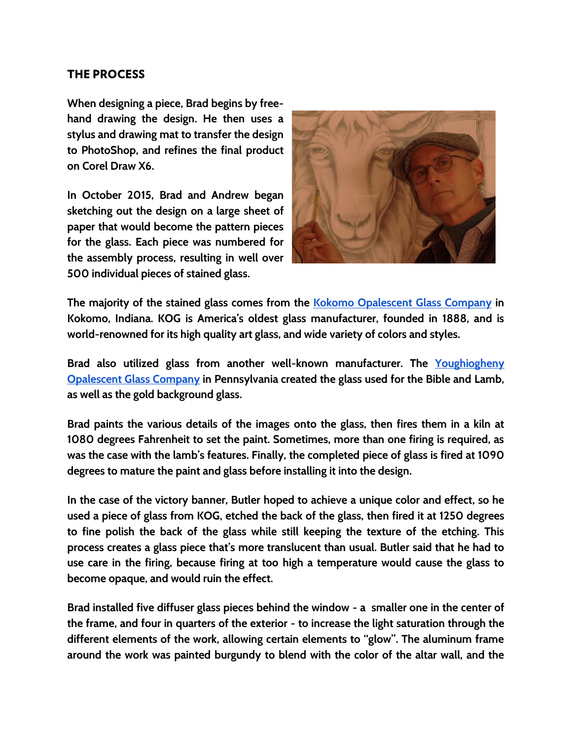## THE PROCESS

When designing a piece, Brad begins by free-hand drawing the design. He then uses a stylus and drawing mat to transfer the design to PhotoShop, and refines the final product on Corel Draw X6.

In October 2015, Brad and Andrew began sketching out the design on a large sheet of paper that would become the pattern pieces for the glass. Each piece was numbered for the assembly process, resulting in well over 500 individual pieces of stained glass.

The majority of the stained glass comes from the [Kokomo Opalescent Glass Company]() in Kokomo, Indiana. KOG is America's oldest glass manufacturer, founded in 1888, and is world-renowned for its high quality art glass, and wide variety of colors and styles.

Brad also utilized glass from another well-known manufacturer. The [Youghiogheny Opalescent Glass Company]() in Pennsylvania created the glass used for the Bible and Lamb, as well as the gold background glass.

Brad paints the various details of the images onto the glass, then fires them in a kiln at 1080 degrees Fahrenheit to set the paint. Sometimes, more than one firing is required, as was the case with the lamb's features. Finally, the completed piece of glass is fired at 1090 degrees to mature the paint and glass before installing it into the design.

In the case of the victory banner, Butler hoped to achieve a unique color and effect, so he used a piece of glass from KOG, etched the back of the glass, then fired it at 1250 degrees to fine polish the back of the glass while still keeping the texture of the etching. This process creates a glass piece that's more translucent than usual. Butler said that he had to use care in the firing, because firing at too high a temperature would cause the glass to become opaque, and would ruin the effect.

Brad installed five diffuser glass pieces behind the window - a smaller one in the center of the frame, and four in quarters of the exterior - to increase the light saturation through the different elements of the work, allowing certain elements to "glow". The aluminum frame around the work was painted burgundy to blend with the color of the altar wall, and the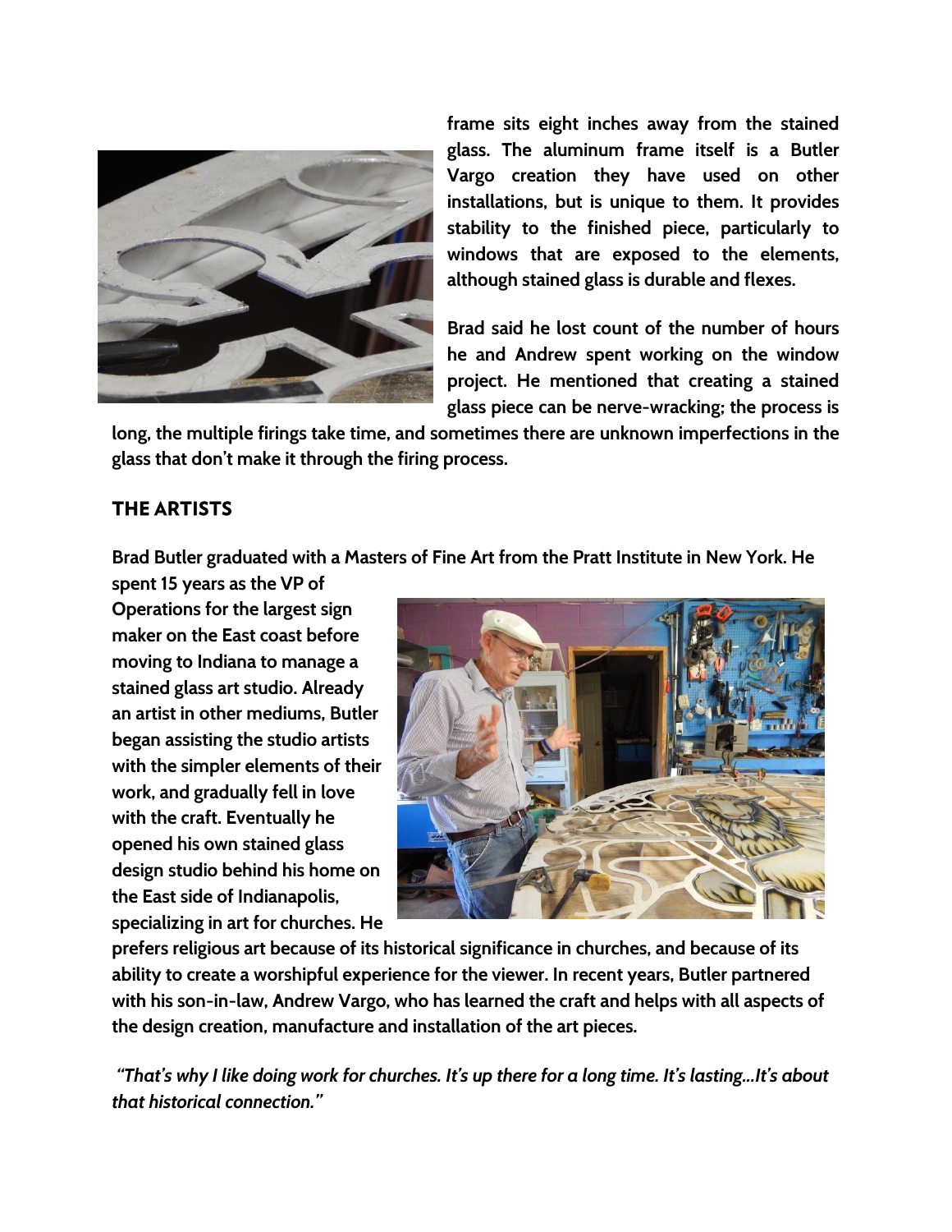frame sits eight inches away from the stained glass. The aluminum frame itself is a Butler Vargo creation they have used on other installations, but is unique to them. It provides stability to the finished piece, particularly to windows that are exposed to the elements, although stained glass is durable and flexes.

Brad said he lost count of the number of hours he and Andrew spent working on the window project. He mentioned that creating a stained glass piece can be nerve-wracking; the process is long, the multiple firings take time, and sometimes there are unknown imperfections in the glass that don't make it through the firing process.

## THE ARTISTS

Brad Butler graduated with a Masters of Fine Art from the Pratt Institute in New York. He spent 15 years as the VP of Operations for the largest sign maker on the East coast before moving to Indiana to manage a stained glass art studio. Already an artist in other mediums, Butler began assisting the studio artists with the simpler elements of their work, and gradually fell in love with the craft. Eventually he opened his own stained glass design studio behind his home on the East side of Indianapolis, specializing in art for churches. He prefers religious art because of its historical significance in churches, and because of its ability to create a worshipful experience for the viewer. In recent years, Butler partnered with his son-in-law, Andrew Vargo, who has learned the craft and helps with all aspects of the design creation, manufacture and installation of the art pieces.

*"That's why I like doing work for churches. It's up there for a long time. It's lasting…It's about that historical connection."*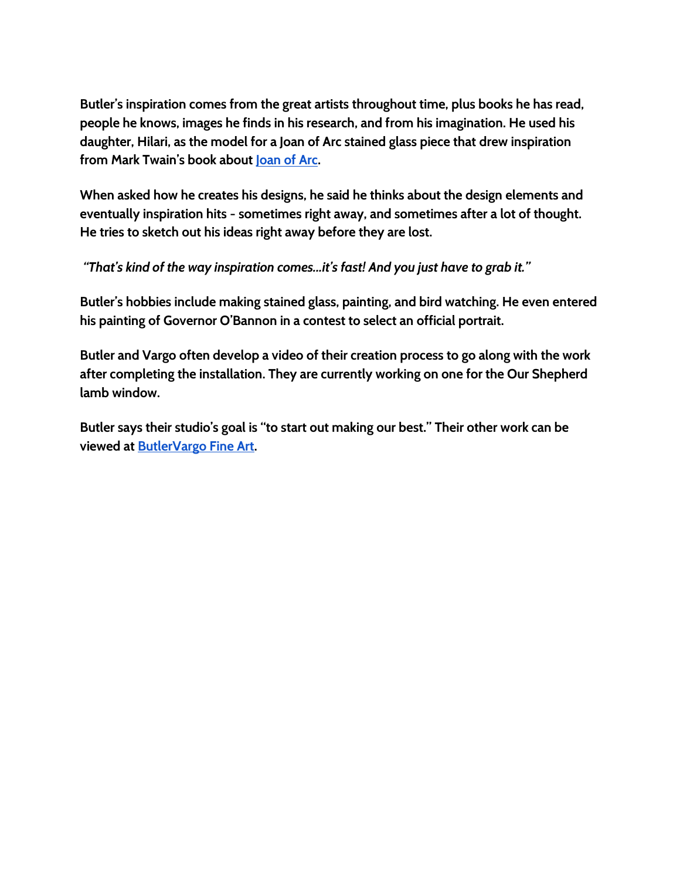**Butler's inspiration comes from the great artists throughout time, plus books he has read, people he knows, images he finds in his research, and from his imagination. He used his daughter, Hilari, as the model for a Joan of Arc stained glass piece that drew inspiration from Mark Twain's book about Joan of Arc.**

**When asked how he creates his designs, he said he thinks about the design elements and eventually inspiration hits - sometimes right away, and sometimes after a lot of thought. He tries to sketch out his ideas right away before they are lost.**

***"That's kind of the way inspiration comes…it's fast! And you just have to grab it."***

**Butler's hobbies include making stained glass, painting, and bird watching. He even entered his painting of Governor O'Bannon in a contest to select an official portrait.**

**Butler and Vargo often develop a video of their creation process to go along with the work after completing the installation. They are currently working on one for the Our Shepherd lamb window.**

**Butler says their studio's goal is "to start out making our best." Their other work can be viewed at ButlerVargo Fine Art.**